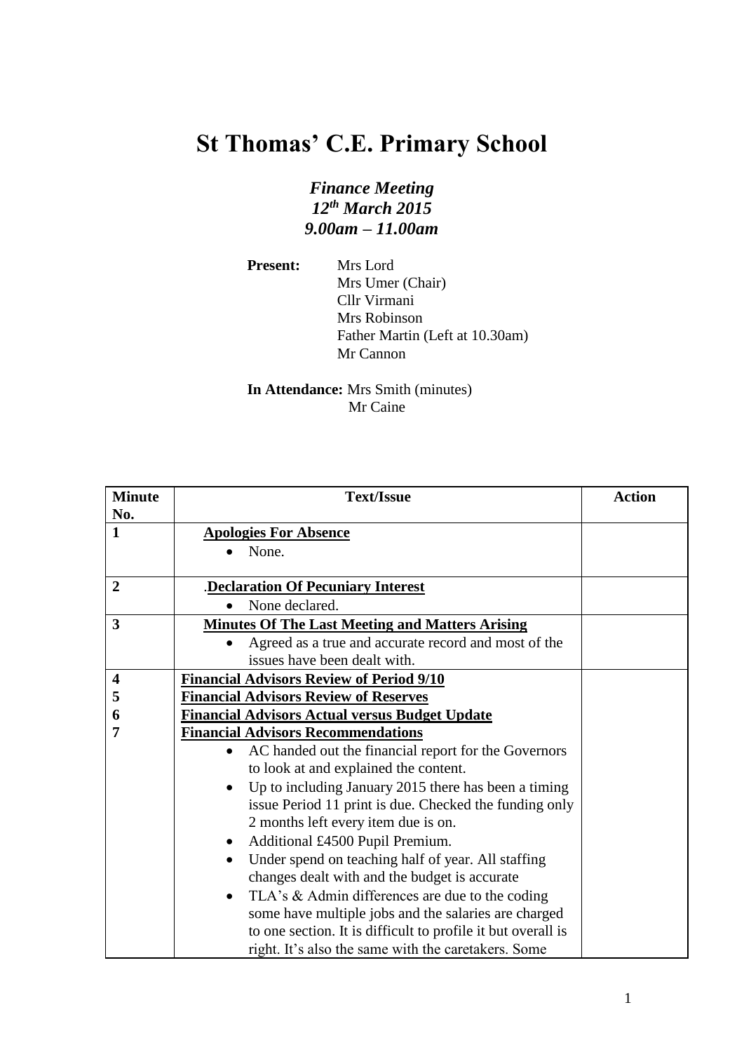# St Thomas' C.E. Primary School

***Finance Meeting***
***12th March 2015***
***9.00am – 11.00am***

**Present:** Mrs Lord
Mrs Umer (Chair)
Cllr Virmani
Mrs Robinson
Father Martin (Left at 10.30am)
Mr Cannon

**In Attendance:** Mrs Smith (minutes)
Mr Caine

| Minute No. | Text/Issue | Action |
|---|---|---|
| 1 | **Apologies For Absence**<br>• None. | |
| 2 | .**Declaration Of Pecuniary Interest**<br>• None declared. | |
| 3 | **Minutes Of The Last Meeting and Matters Arising**<br>• Agreed as a true and accurate record and most of the issues have been dealt with. | |
| 4<br>5<br>6<br>7 | **Financial Advisors Review of Period 9/10**<br>**Financial Advisors Review of Reserves**<br>**Financial Advisors Actual versus Budget Update**<br>**Financial Advisors Recommendations**<br>• AC handed out the financial report for the Governors to look at and explained the content.<br>• Up to including January 2015 there has been a timing issue Period 11 print is due. Checked the funding only 2 months left every item due is on.<br>• Additional £4500 Pupil Premium.<br>• Under spend on teaching half of year. All staffing changes dealt with and the budget is accurate<br>• TLA's & Admin differences are due to the coding some have multiple jobs and the salaries are charged to one section. It is difficult to profile it but overall is right. It's also the same with the caretakers. Some | |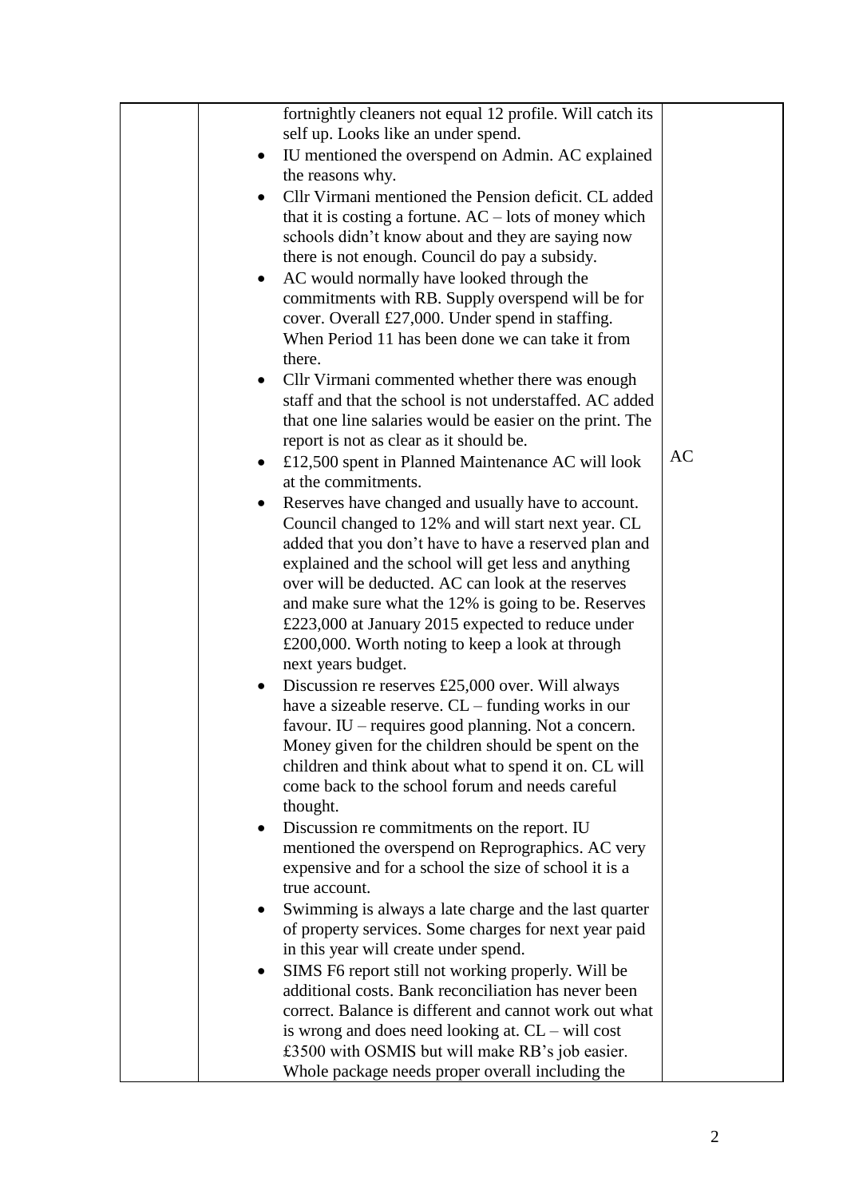| | | |
|---|---|---|
| | fortnightly cleaners not equal 12 profile. Will catch its self up. Looks like an under spend.<br>• IU mentioned the overspend on Admin. AC explained the reasons why.<br>• Cllr Virmani mentioned the Pension deficit. CL added that it is costing a fortune. AC – lots of money which schools didn't know about and they are saying now there is not enough. Council do pay a subsidy.<br>• AC would normally have looked through the commitments with RB. Supply overspend will be for cover. Overall £27,000. Under spend in staffing. When Period 11 has been done we can take it from there.<br>• Cllr Virmani commented whether there was enough staff and that the school is not understaffed. AC added that one line salaries would be easier on the print. The report is not as clear as it should be.<br>• £12,500 spent in Planned Maintenance AC will look at the commitments.<br>• Reserves have changed and usually have to account. Council changed to 12% and will start next year. CL added that you don't have to have a reserved plan and explained and the school will get less and anything over will be deducted. AC can look at the reserves and make sure what the 12% is going to be. Reserves £223,000 at January 2015 expected to reduce under £200,000. Worth noting to keep a look at through next years budget.<br>• Discussion re reserves £25,000 over. Will always have a sizeable reserve. CL – funding works in our favour. IU – requires good planning. Not a concern. Money given for the children should be spent on the children and think about what to spend it on. CL will come back to the school forum and needs careful thought.<br>• Discussion re commitments on the report. IU mentioned the overspend on Reprographics. AC very expensive and for a school the size of school it is a true account.<br>• Swimming is always a late charge and the last quarter of property services. Some charges for next year paid in this year will create under spend.<br>• SIMS F6 report still not working properly. Will be additional costs. Bank reconciliation has never been correct. Balance is different and cannot work out what is wrong and does need looking at. CL – will cost £3500 with OSMIS but will make RB's job easier. Whole package needs proper overall including the | AC |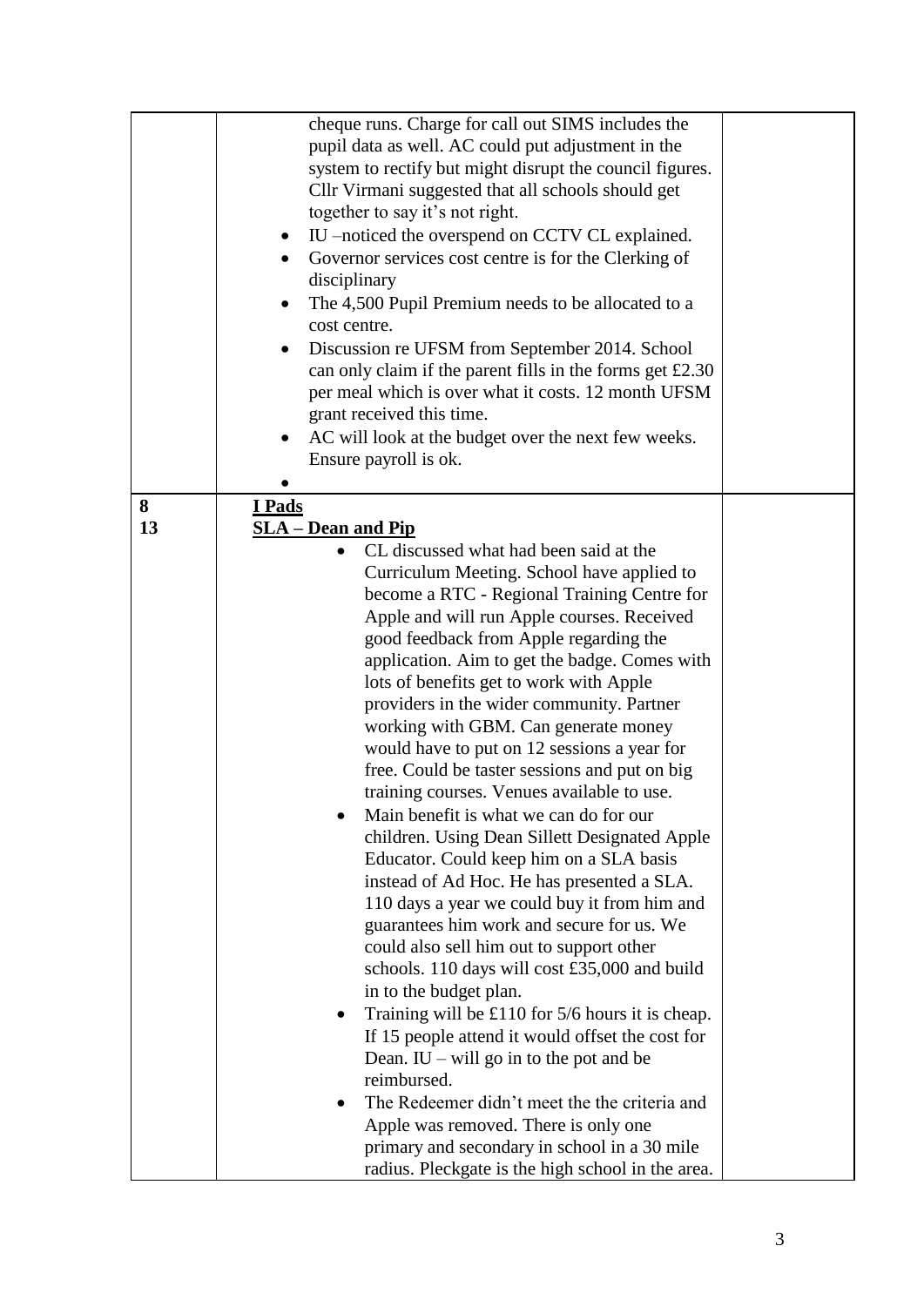| | | |
|---|---|---|
| | cheque runs. Charge for call out SIMS includes the pupil data as well. AC could put adjustment in the system to rectify but might disrupt the council figures. Cllr Virmani suggested that all schools should get together to say it's not right.<br>• IU –noticed the overspend on CCTV CL explained.<br>• Governor services cost centre is for the Clerking of disciplinary<br>• The 4,500 Pupil Premium needs to be allocated to a cost centre.<br>• Discussion re UFSM from September 2014. School can only claim if the parent fills in the forms get £2.30 per meal which is over what it costs. 12 month UFSM grant received this time.<br>• AC will look at the budget over the next few weeks. Ensure payroll is ok.<br>• | |
| **8**<br>**13** | **I Pads**<br>**SLA – Dean and Pip**<br>• CL discussed what had been said at the Curriculum Meeting. School have applied to become a RTC - Regional Training Centre for Apple and will run Apple courses. Received good feedback from Apple regarding the application. Aim to get the badge. Comes with lots of benefits get to work with Apple providers in the wider community. Partner working with GBM. Can generate money would have to put on 12 sessions a year for free. Could be taster sessions and put on big training courses. Venues available to use.<br>• Main benefit is what we can do for our children. Using Dean Sillett Designated Apple Educator. Could keep him on a SLA basis instead of Ad Hoc. He has presented a SLA. 110 days a year we could buy it from him and guarantees him work and secure for us. We could also sell him out to support other schools. 110 days will cost £35,000 and build in to the budget plan.<br>• Training will be £110 for 5/6 hours it is cheap. If 15 people attend it would offset the cost for Dean. IU – will go in to the pot and be reimbursed.<br>• The Redeemer didn't meet the the criteria and Apple was removed. There is only one primary and secondary in school in a 30 mile radius. Pleckgate is the high school in the area. | |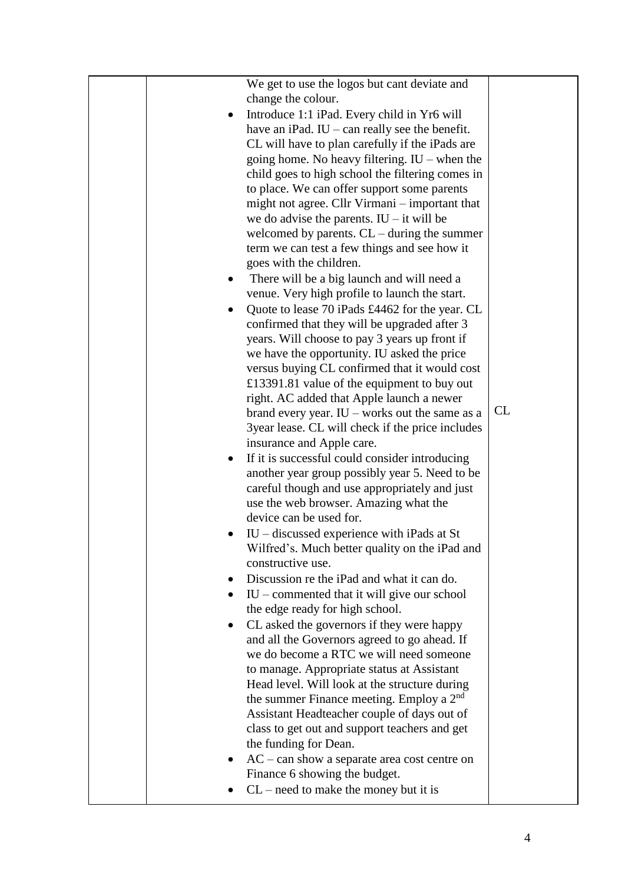| | | |
|---|---|---|
| | We get to use the logos but cant deviate and change the colour.<br>• Introduce 1:1 iPad. Every child in Yr6 will have an iPad. IU – can really see the benefit. CL will have to plan carefully if the iPads are going home. No heavy filtering. IU – when the child goes to high school the filtering comes in to place. We can offer support some parents might not agree. Cllr Virmani – important that we do advise the parents. IU – it will be welcomed by parents. CL – during the summer term we can test a few things and see how it goes with the children.<br>• There will be a big launch and will need a venue. Very high profile to launch the start.<br>• Quote to lease 70 iPads £4462 for the year. CL confirmed that they will be upgraded after 3 years. Will choose to pay 3 years up front if we have the opportunity. IU asked the price versus buying CL confirmed that it would cost £13391.81 value of the equipment to buy out right. AC added that Apple launch a newer brand every year. IU – works out the same as a 3year lease. CL will check if the price includes insurance and Apple care.<br>• If it is successful could consider introducing another year group possibly year 5. Need to be careful though and use appropriately and just use the web browser. Amazing what the device can be used for.<br>• IU – discussed experience with iPads at St Wilfred's. Much better quality on the iPad and constructive use.<br>• Discussion re the iPad and what it can do.<br>• IU – commented that it will give our school the edge ready for high school.<br>• CL asked the governors if they were happy and all the Governors agreed to go ahead. If we do become a RTC we will need someone to manage. Appropriate status at Assistant Head level. Will look at the structure during the summer Finance meeting. Employ a 2nd Assistant Headteacher couple of days out of class to get out and support teachers and get the funding for Dean.<br>• AC – can show a separate area cost centre on Finance 6 showing the budget.<br>• CL – need to make the money but it is | CL |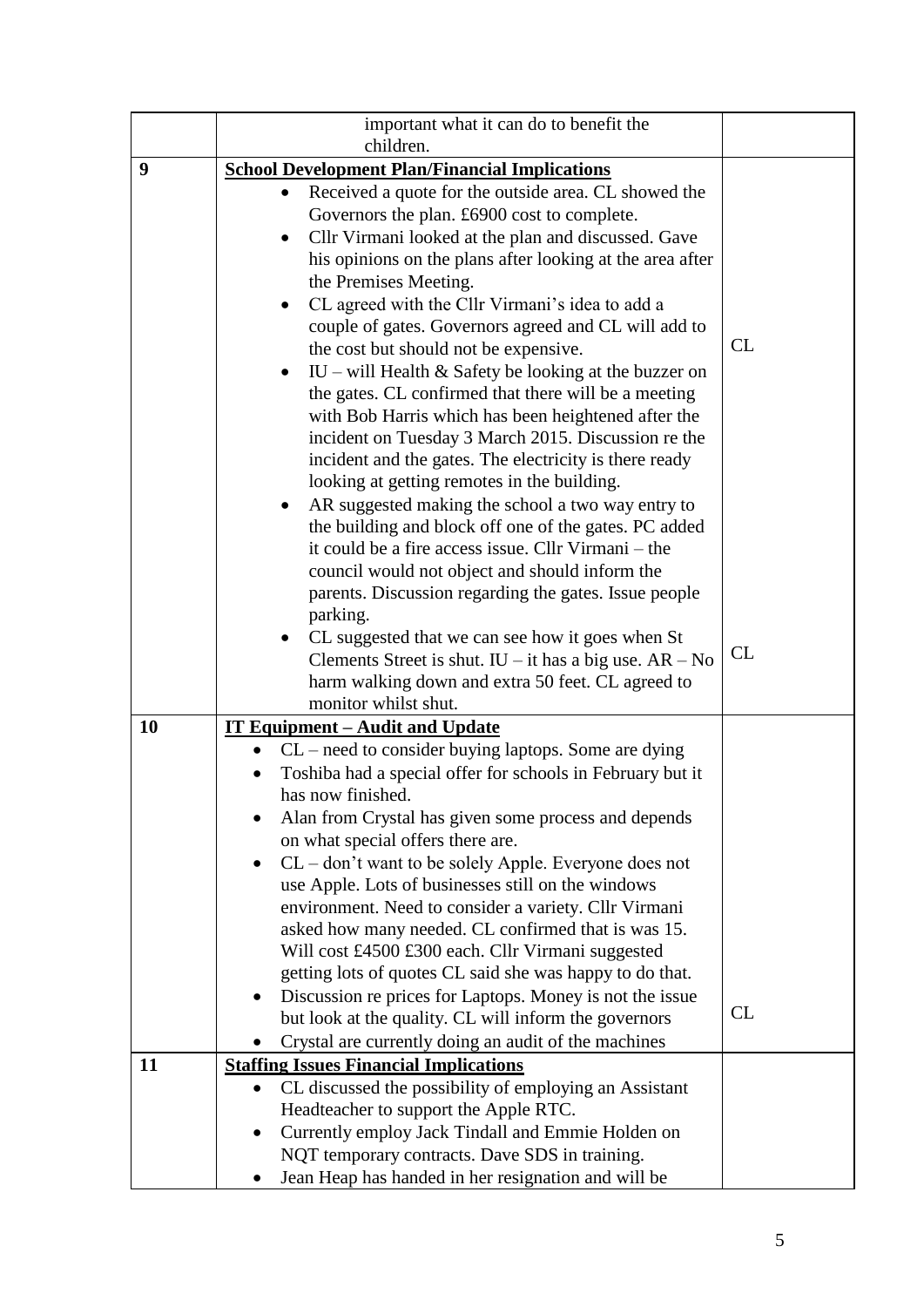| | | |
|---|---|---|
| | important what it can do to benefit the children. | |
| **9** | **School Development Plan/Financial Implications**<br>• Received a quote for the outside area. CL showed the Governors the plan. £6900 cost to complete.<br>• Cllr Virmani looked at the plan and discussed. Gave his opinions on the plans after looking at the area after the Premises Meeting.<br>• CL agreed with the Cllr Virmani's idea to add a couple of gates. Governors agreed and CL will add to the cost but should not be expensive.<br>• IU – will Health & Safety be looking at the buzzer on the gates. CL confirmed that there will be a meeting with Bob Harris which has been heightened after the incident on Tuesday 3 March 2015. Discussion re the incident and the gates. The electricity is there ready looking at getting remotes in the building.<br>• AR suggested making the school a two way entry to the building and block off one of the gates. PC added it could be a fire access issue. Cllr Virmani – the council would not object and should inform the parents. Discussion regarding the gates. Issue people parking.<br>• CL suggested that we can see how it goes when St Clements Street is shut. IU – it has a big use. AR – No harm walking down and extra 50 feet. CL agreed to monitor whilst shut. | CL<br><br>CL |
| **10** | **IT Equipment – Audit and Update**<br>• CL – need to consider buying laptops. Some are dying<br>• Toshiba had a special offer for schools in February but it has now finished.<br>• Alan from Crystal has given some process and depends on what special offers there are.<br>• CL – don't want to be solely Apple. Everyone does not use Apple. Lots of businesses still on the windows environment. Need to consider a variety. Cllr Virmani asked how many needed. CL confirmed that is was 15. Will cost £4500 £300 each. Cllr Virmani suggested getting lots of quotes CL said she was happy to do that.<br>• Discussion re prices for Laptops. Money is not the issue but look at the quality. CL will inform the governors<br>• Crystal are currently doing an audit of the machines | CL |
| **11** | **Staffing Issues Financial Implications**<br>• CL discussed the possibility of employing an Assistant Headteacher to support the Apple RTC.<br>• Currently employ Jack Tindall and Emmie Holden on NQT temporary contracts. Dave SDS in training.<br>• Jean Heap has handed in her resignation and will be | |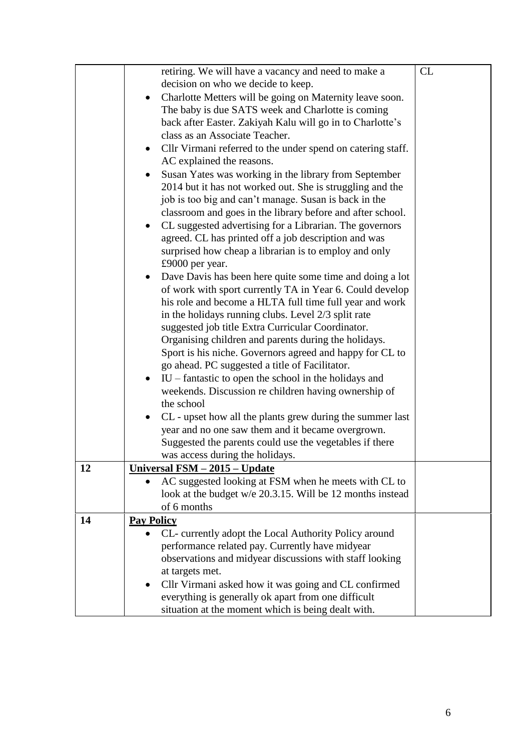| | | |
|---|---|---|
| | retiring. We will have a vacancy and need to make a decision on who we decide to keep.<br>• Charlotte Metters will be going on Maternity leave soon. The baby is due SATS week and Charlotte is coming back after Easter. Zakiyah Kalu will go in to Charlotte's class as an Associate Teacher.<br>• Cllr Virmani referred to the under spend on catering staff. AC explained the reasons.<br>• Susan Yates was working in the library from September 2014 but it has not worked out. She is struggling and the job is too big and can't manage. Susan is back in the classroom and goes in the library before and after school.<br>• CL suggested advertising for a Librarian. The governors agreed. CL has printed off a job description and was surprised how cheap a librarian is to employ and only £9000 per year.<br>• Dave Davis has been here quite some time and doing a lot of work with sport currently TA in Year 6. Could develop his role and become a HLTA full time full year and work in the holidays running clubs. Level 2/3 split rate suggested job title Extra Curricular Coordinator. Organising children and parents during the holidays. Sport is his niche. Governors agreed and happy for CL to go ahead. PC suggested a title of Facilitator.<br>• IU – fantastic to open the school in the holidays and weekends. Discussion re children having ownership of the school<br>• CL - upset how all the plants grew during the summer last year and no one saw them and it became overgrown. Suggested the parents could use the vegetables if there was access during the holidays. | CL |
| **12** | **<u>Universal FSM – 2015 – Update</u>**<br>• AC suggested looking at FSM when he meets with CL to look at the budget w/e 20.3.15. Will be 12 months instead of 6 months | |
| **14** | **<u>Pay Policy</u>**<br>• CL- currently adopt the Local Authority Policy around performance related pay. Currently have midyear observations and midyear discussions with staff looking at targets met.<br>• Cllr Virmani asked how it was going and CL confirmed everything is generally ok apart from one difficult situation at the moment which is being dealt with. | |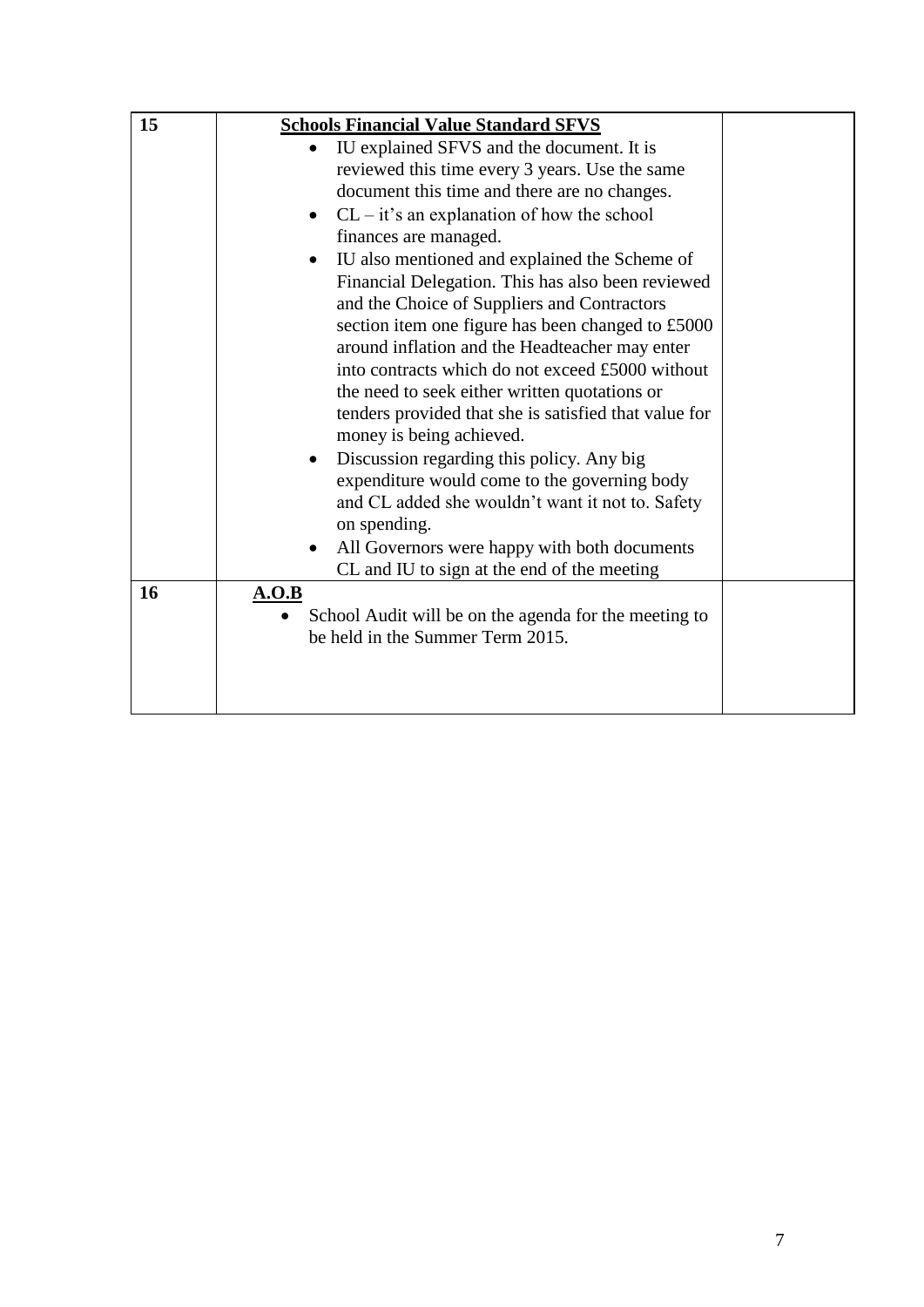| | | |
|---|---|---|
| **15** | <u>**Schools Financial Value Standard SFVS**</u><br>• IU explained SFVS and the document. It is reviewed this time every 3 years. Use the same document this time and there are no changes.<br>• CL – it's an explanation of how the school finances are managed.<br>• IU also mentioned and explained the Scheme of Financial Delegation. This has also been reviewed and the Choice of Suppliers and Contractors section item one figure has been changed to £5000 around inflation and the Headteacher may enter into contracts which do not exceed £5000 without the need to seek either written quotations or tenders provided that she is satisfied that value for money is being achieved.<br>• Discussion regarding this policy. Any big expenditure would come to the governing body and CL added she wouldn't want it not to. Safety on spending.<br>• All Governors were happy with both documents CL and IU to sign at the end of the meeting | |
| **16** | <u>**A.O.B**</u><br>• School Audit will be on the agenda for the meeting to be held in the Summer Term 2015. | |